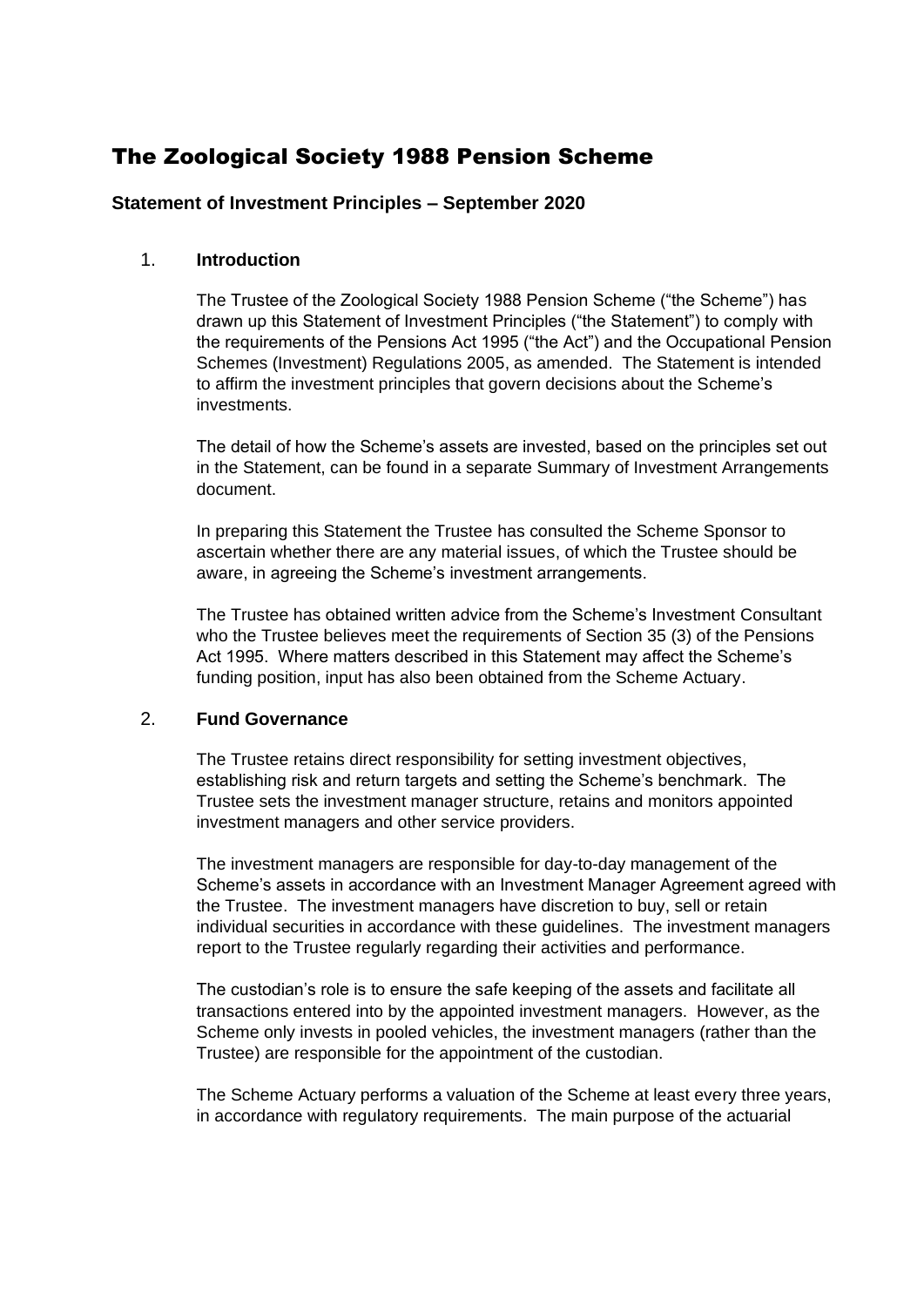# The Zoological Society 1988 Pension Scheme

## Statement of Investment Principles – September 2020

### 1. Introduction

The Trustee of the Zoological Society 1988 Pension Scheme ("the Scheme") has drawn up this Statement of Investment Principles ("the Statement") to comply with the requirements of the Pensions Act 1995 ("the Act") and the Occupational Pension Schemes (Investment) Regulations 2005, as amended. The Statement is intended to affirm the investment principles that govern decisions about the Scheme's investments.

The detail of how the Scheme's assets are invested, based on the principles set out in the Statement, can be found in a separate Summary of Investment Arrangements document.

In preparing this Statement the Trustee has consulted the Scheme Sponsor to ascertain whether there are any material issues, of which the Trustee should be aware, in agreeing the Scheme's investment arrangements.

The Trustee has obtained written advice from the Scheme's Investment Consultant who the Trustee believes meet the requirements of Section 35 (3) of the Pensions Act 1995. Where matters described in this Statement may affect the Scheme's funding position, input has also been obtained from the Scheme Actuary.

### 2. Fund Governance

The Trustee retains direct responsibility for setting investment objectives, establishing risk and return targets and setting the Scheme's benchmark. The Trustee sets the investment manager structure, retains and monitors appointed investment managers and other service providers.

The investment managers are responsible for day-to-day management of the Scheme's assets in accordance with an Investment Manager Agreement agreed with the Trustee. The investment managers have discretion to buy, sell or retain individual securities in accordance with these guidelines. The investment managers report to the Trustee regularly regarding their activities and performance.

The custodian's role is to ensure the safe keeping of the assets and facilitate all transactions entered into by the appointed investment managers. However, as the Scheme only invests in pooled vehicles, the investment managers (rather than the Trustee) are responsible for the appointment of the custodian.

The Scheme Actuary performs a valuation of the Scheme at least every three years, in accordance with regulatory requirements. The main purpose of the actuarial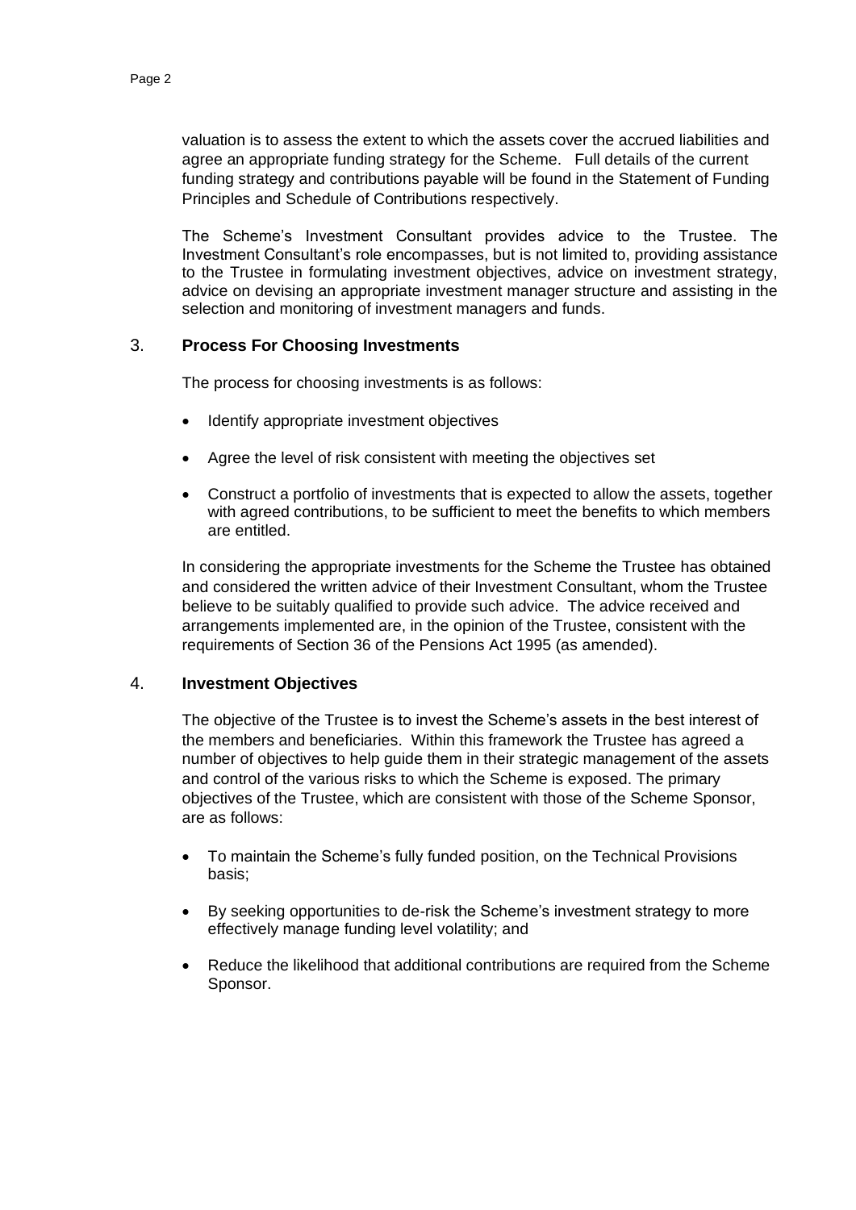valuation is to assess the extent to which the assets cover the accrued liabilities and agree an appropriate funding strategy for the Scheme. Full details of the current funding strategy and contributions payable will be found in the Statement of Funding Principles and Schedule of Contributions respectively.

The Scheme's Investment Consultant provides advice to the Trustee. The Investment Consultant's role encompasses, but is not limited to, providing assistance to the Trustee in formulating investment objectives, advice on investment strategy, advice on devising an appropriate investment manager structure and assisting in the selection and monitoring of investment managers and funds.

## 3. Process For Choosing Investments

The process for choosing investments is as follows:

- Identify appropriate investment objectives
- Agree the level of risk consistent with meeting the objectives set
- Construct a portfolio of investments that is expected to allow the assets, together with agreed contributions, to be sufficient to meet the benefits to which members are entitled.

In considering the appropriate investments for the Scheme the Trustee has obtained and considered the written advice of their Investment Consultant, whom the Trustee believe to be suitably qualified to provide such advice. The advice received and arrangements implemented are, in the opinion of the Trustee, consistent with the requirements of Section 36 of the Pensions Act 1995 (as amended).

## 4. Investment Objectives

The objective of the Trustee is to invest the Scheme's assets in the best interest of the members and beneficiaries. Within this framework the Trustee has agreed a number of objectives to help guide them in their strategic management of the assets and control of the various risks to which the Scheme is exposed. The primary objectives of the Trustee, which are consistent with those of the Scheme Sponsor, are as follows:

- To maintain the Scheme's fully funded position, on the Technical Provisions basis;
- By seeking opportunities to de-risk the Scheme's investment strategy to more effectively manage funding level volatility; and
- Reduce the likelihood that additional contributions are required from the Scheme Sponsor.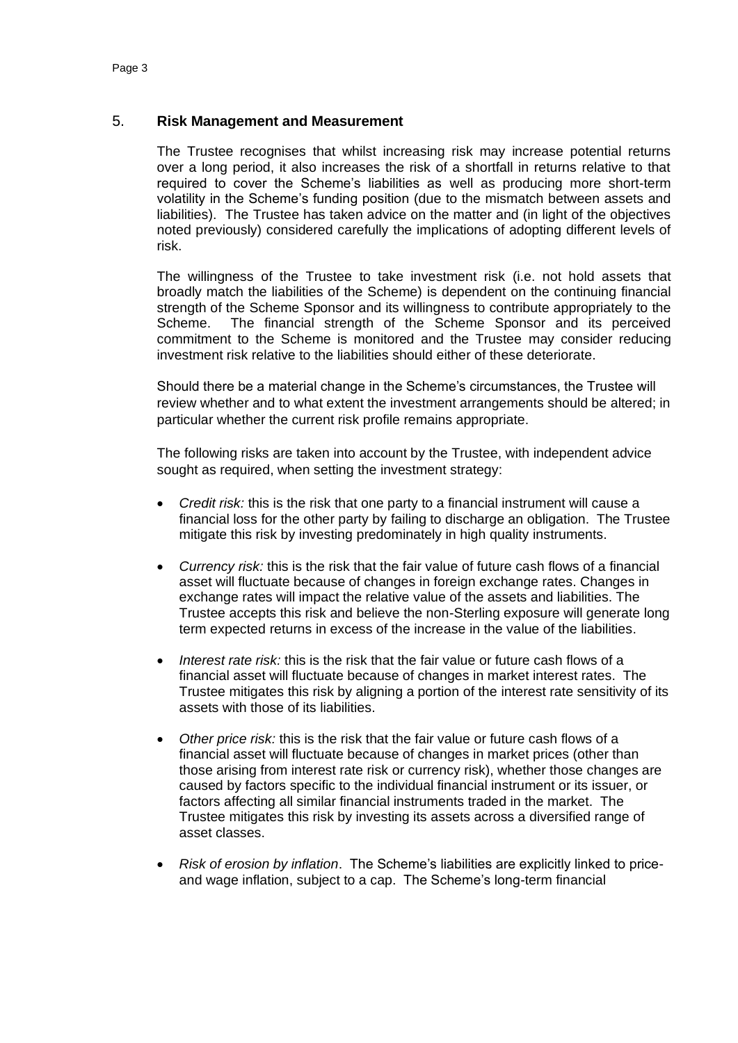## 5. **Risk Management and Measurement**

The Trustee recognises that whilst increasing risk may increase potential returns over a long period, it also increases the risk of a shortfall in returns relative to that required to cover the Scheme's liabilities as well as producing more short-term volatility in the Scheme's funding position (due to the mismatch between assets and liabilities). The Trustee has taken advice on the matter and (in light of the objectives noted previously) considered carefully the implications of adopting different levels of risk.

The willingness of the Trustee to take investment risk (i.e. not hold assets that broadly match the liabilities of the Scheme) is dependent on the continuing financial strength of the Scheme Sponsor and its willingness to contribute appropriately to the Scheme. The financial strength of the Scheme Sponsor and its perceived commitment to the Scheme is monitored and the Trustee may consider reducing investment risk relative to the liabilities should either of these deteriorate.

Should there be a material change in the Scheme's circumstances, the Trustee will review whether and to what extent the investment arrangements should be altered; in particular whether the current risk profile remains appropriate.

The following risks are taken into account by the Trustee, with independent advice sought as required, when setting the investment strategy:

- *Credit risk:* this is the risk that one party to a financial instrument will cause a financial loss for the other party by failing to discharge an obligation. The Trustee mitigate this risk by investing predominately in high quality instruments.
- *Currency risk:* this is the risk that the fair value of future cash flows of a financial asset will fluctuate because of changes in foreign exchange rates. Changes in exchange rates will impact the relative value of the assets and liabilities. The Trustee accepts this risk and believe the non-Sterling exposure will generate long term expected returns in excess of the increase in the value of the liabilities.
- *Interest rate risk:* this is the risk that the fair value or future cash flows of a financial asset will fluctuate because of changes in market interest rates. The Trustee mitigates this risk by aligning a portion of the interest rate sensitivity of its assets with those of its liabilities.
- *Other price risk:* this is the risk that the fair value or future cash flows of a financial asset will fluctuate because of changes in market prices (other than those arising from interest rate risk or currency risk), whether those changes are caused by factors specific to the individual financial instrument or its issuer, or factors affecting all similar financial instruments traded in the market. The Trustee mitigates this risk by investing its assets across a diversified range of asset classes.
- *Risk of erosion by inflation*. The Scheme's liabilities are explicitly linked to price- and wage inflation, subject to a cap. The Scheme's long-term financial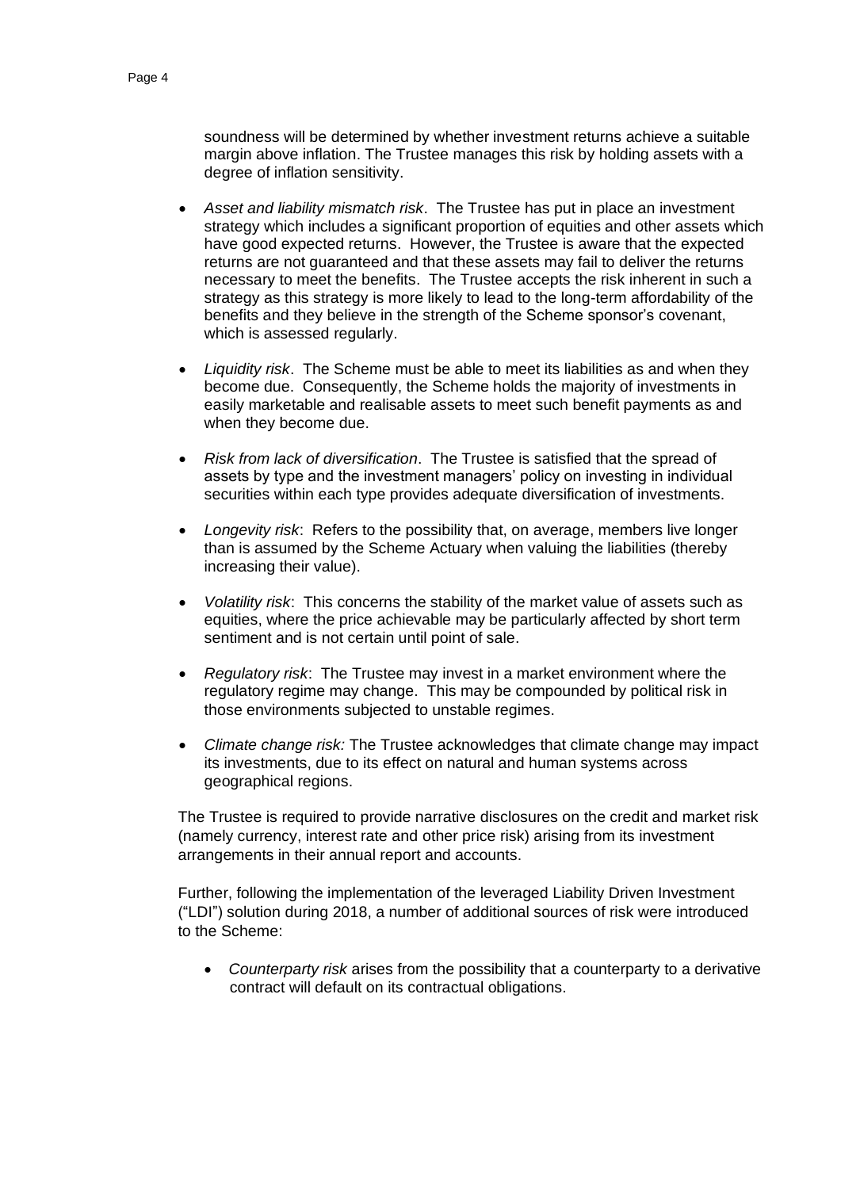soundness will be determined by whether investment returns achieve a suitable margin above inflation. The Trustee manages this risk by holding assets with a degree of inflation sensitivity.

- *Asset and liability mismatch risk*. The Trustee has put in place an investment strategy which includes a significant proportion of equities and other assets which have good expected returns. However, the Trustee is aware that the expected returns are not guaranteed and that these assets may fail to deliver the returns necessary to meet the benefits. The Trustee accepts the risk inherent in such a strategy as this strategy is more likely to lead to the long-term affordability of the benefits and they believe in the strength of the Scheme sponsor's covenant, which is assessed regularly.

- *Liquidity risk*. The Scheme must be able to meet its liabilities as and when they become due. Consequently, the Scheme holds the majority of investments in easily marketable and realisable assets to meet such benefit payments as and when they become due.

- *Risk from lack of diversification*. The Trustee is satisfied that the spread of assets by type and the investment managers' policy on investing in individual securities within each type provides adequate diversification of investments.

- *Longevity risk*: Refers to the possibility that, on average, members live longer than is assumed by the Scheme Actuary when valuing the liabilities (thereby increasing their value).

- *Volatility risk*: This concerns the stability of the market value of assets such as equities, where the price achievable may be particularly affected by short term sentiment and is not certain until point of sale.

- *Regulatory risk*: The Trustee may invest in a market environment where the regulatory regime may change. This may be compounded by political risk in those environments subjected to unstable regimes.

- *Climate change risk:* The Trustee acknowledges that climate change may impact its investments, due to its effect on natural and human systems across geographical regions.

The Trustee is required to provide narrative disclosures on the credit and market risk (namely currency, interest rate and other price risk) arising from its investment arrangements in their annual report and accounts.

Further, following the implementation of the leveraged Liability Driven Investment ("LDI") solution during 2018, a number of additional sources of risk were introduced to the Scheme:

- *Counterparty risk* arises from the possibility that a counterparty to a derivative contract will default on its contractual obligations.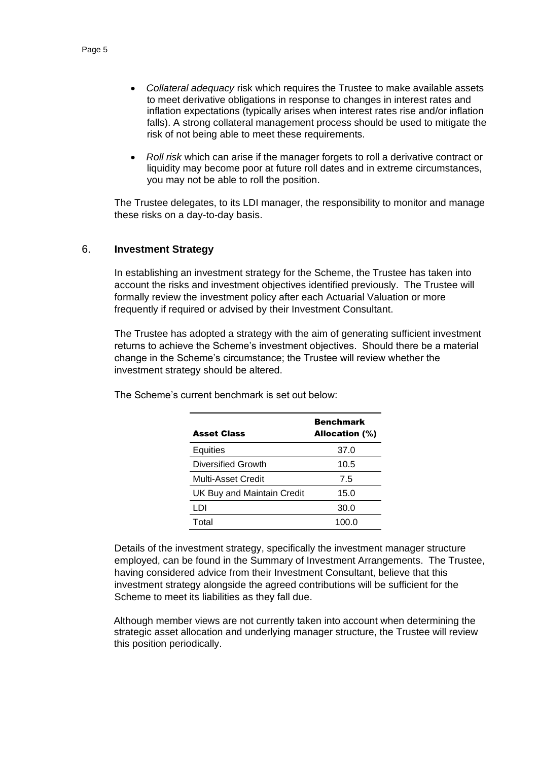- *Collateral adequacy* risk which requires the Trustee to make available assets to meet derivative obligations in response to changes in interest rates and inflation expectations (typically arises when interest rates rise and/or inflation falls). A strong collateral management process should be used to mitigate the risk of not being able to meet these requirements.

- *Roll risk* which can arise if the manager forgets to roll a derivative contract or liquidity may become poor at future roll dates and in extreme circumstances, you may not be able to roll the position.

The Trustee delegates, to its LDI manager, the responsibility to monitor and manage these risks on a day-to-day basis.

## 6. **Investment Strategy**

In establishing an investment strategy for the Scheme, the Trustee has taken into account the risks and investment objectives identified previously. The Trustee will formally review the investment policy after each Actuarial Valuation or more frequently if required or advised by their Investment Consultant.

The Trustee has adopted a strategy with the aim of generating sufficient investment returns to achieve the Scheme's investment objectives. Should there be a material change in the Scheme's circumstance; the Trustee will review whether the investment strategy should be altered.

The Scheme's current benchmark is set out below:

| Asset Class | Benchmark Allocation (%) |
|---|---|
| Equities | 37.0 |
| Diversified Growth | 10.5 |
| Multi-Asset Credit | 7.5 |
| UK Buy and Maintain Credit | 15.0 |
| LDI | 30.0 |
| Total | 100.0 |

Details of the investment strategy, specifically the investment manager structure employed, can be found in the Summary of Investment Arrangements. The Trustee, having considered advice from their Investment Consultant, believe that this investment strategy alongside the agreed contributions will be sufficient for the Scheme to meet its liabilities as they fall due.

Although member views are not currently taken into account when determining the strategic asset allocation and underlying manager structure, the Trustee will review this position periodically.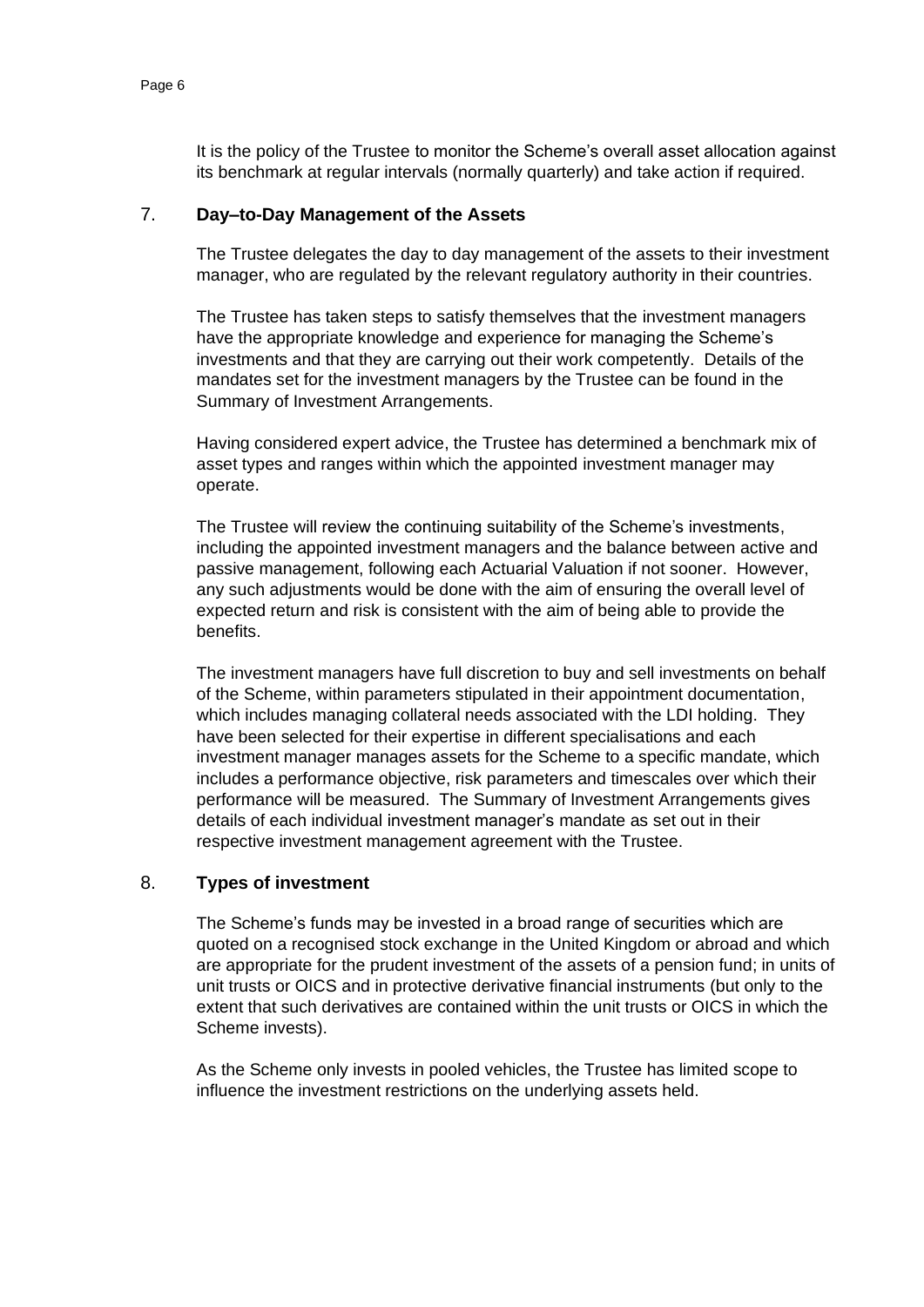It is the policy of the Trustee to monitor the Scheme's overall asset allocation against its benchmark at regular intervals (normally quarterly) and take action if required.

## 7. Day–to-Day Management of the Assets

The Trustee delegates the day to day management of the assets to their investment manager, who are regulated by the relevant regulatory authority in their countries.

The Trustee has taken steps to satisfy themselves that the investment managers have the appropriate knowledge and experience for managing the Scheme's investments and that they are carrying out their work competently. Details of the mandates set for the investment managers by the Trustee can be found in the Summary of Investment Arrangements.

Having considered expert advice, the Trustee has determined a benchmark mix of asset types and ranges within which the appointed investment manager may operate.

The Trustee will review the continuing suitability of the Scheme's investments, including the appointed investment managers and the balance between active and passive management, following each Actuarial Valuation if not sooner. However, any such adjustments would be done with the aim of ensuring the overall level of expected return and risk is consistent with the aim of being able to provide the benefits.

The investment managers have full discretion to buy and sell investments on behalf of the Scheme, within parameters stipulated in their appointment documentation, which includes managing collateral needs associated with the LDI holding. They have been selected for their expertise in different specialisations and each investment manager manages assets for the Scheme to a specific mandate, which includes a performance objective, risk parameters and timescales over which their performance will be measured. The Summary of Investment Arrangements gives details of each individual investment manager's mandate as set out in their respective investment management agreement with the Trustee.

## 8. Types of investment

The Scheme's funds may be invested in a broad range of securities which are quoted on a recognised stock exchange in the United Kingdom or abroad and which are appropriate for the prudent investment of the assets of a pension fund; in units of unit trusts or OICS and in protective derivative financial instruments (but only to the extent that such derivatives are contained within the unit trusts or OICS in which the Scheme invests).

As the Scheme only invests in pooled vehicles, the Trustee has limited scope to influence the investment restrictions on the underlying assets held.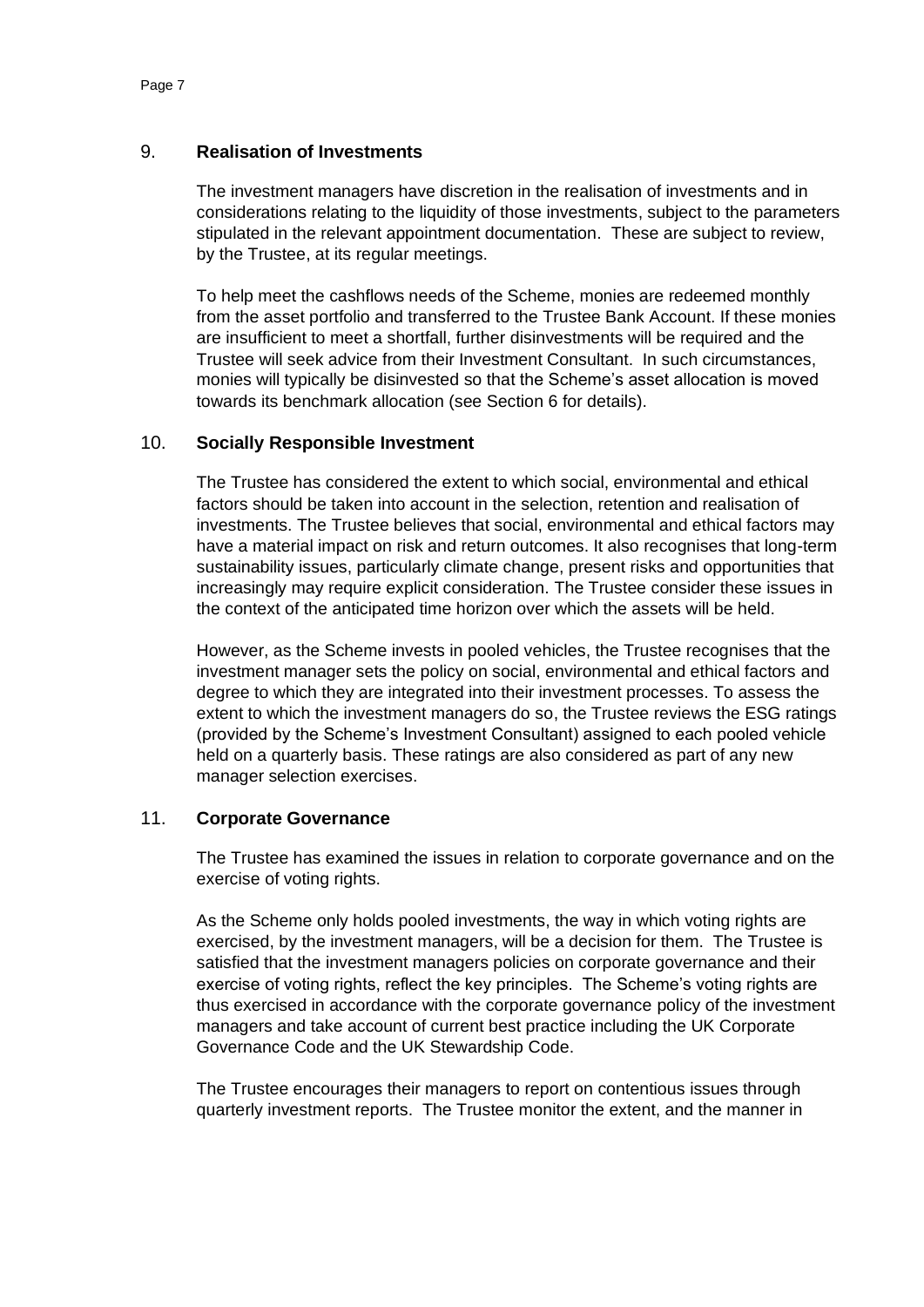## 9. Realisation of Investments

The investment managers have discretion in the realisation of investments and in considerations relating to the liquidity of those investments, subject to the parameters stipulated in the relevant appointment documentation. These are subject to review, by the Trustee, at its regular meetings.

To help meet the cashflows needs of the Scheme, monies are redeemed monthly from the asset portfolio and transferred to the Trustee Bank Account. If these monies are insufficient to meet a shortfall, further disinvestments will be required and the Trustee will seek advice from their Investment Consultant. In such circumstances, monies will typically be disinvested so that the Scheme's asset allocation is moved towards its benchmark allocation (see Section 6 for details).

## 10. Socially Responsible Investment

The Trustee has considered the extent to which social, environmental and ethical factors should be taken into account in the selection, retention and realisation of investments. The Trustee believes that social, environmental and ethical factors may have a material impact on risk and return outcomes. It also recognises that long-term sustainability issues, particularly climate change, present risks and opportunities that increasingly may require explicit consideration. The Trustee consider these issues in the context of the anticipated time horizon over which the assets will be held.

However, as the Scheme invests in pooled vehicles, the Trustee recognises that the investment manager sets the policy on social, environmental and ethical factors and degree to which they are integrated into their investment processes. To assess the extent to which the investment managers do so, the Trustee reviews the ESG ratings (provided by the Scheme's Investment Consultant) assigned to each pooled vehicle held on a quarterly basis. These ratings are also considered as part of any new manager selection exercises.

## 11. Corporate Governance

The Trustee has examined the issues in relation to corporate governance and on the exercise of voting rights.

As the Scheme only holds pooled investments, the way in which voting rights are exercised, by the investment managers, will be a decision for them. The Trustee is satisfied that the investment managers policies on corporate governance and their exercise of voting rights, reflect the key principles. The Scheme's voting rights are thus exercised in accordance with the corporate governance policy of the investment managers and take account of current best practice including the UK Corporate Governance Code and the UK Stewardship Code.

The Trustee encourages their managers to report on contentious issues through quarterly investment reports. The Trustee monitor the extent, and the manner in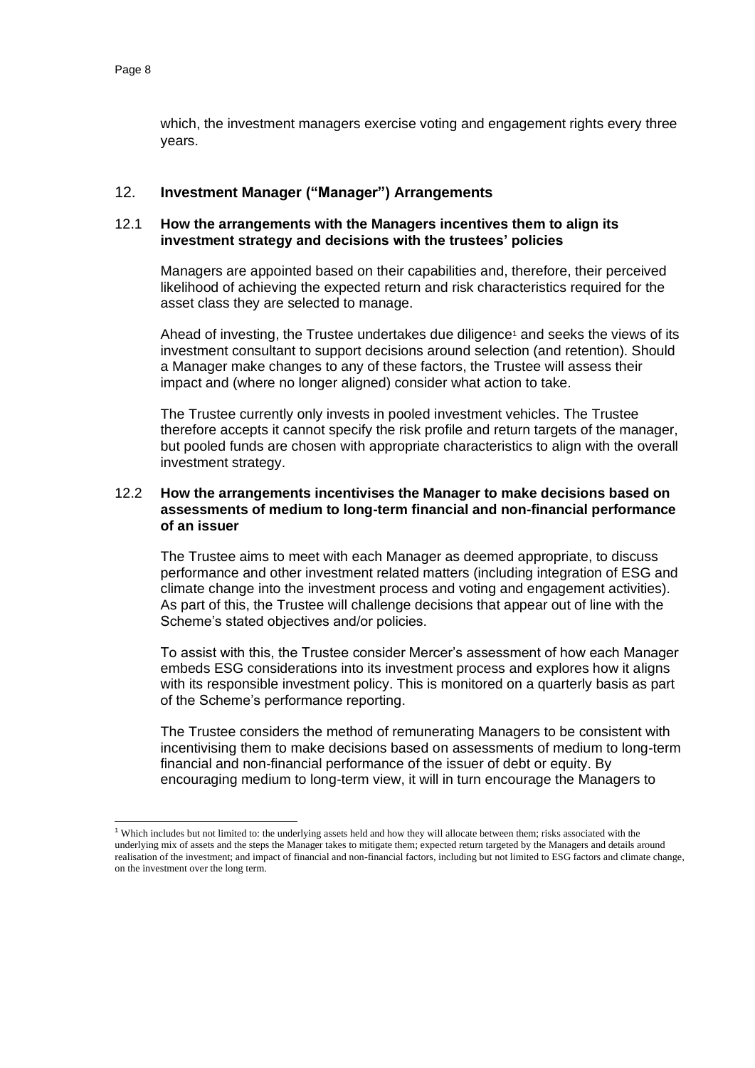which, the investment managers exercise voting and engagement rights every three years.

## 12. Investment Manager ("Manager") Arrangements

### 12.1 How the arrangements with the Managers incentives them to align its investment strategy and decisions with the trustees' policies

Managers are appointed based on their capabilities and, therefore, their perceived likelihood of achieving the expected return and risk characteristics required for the asset class they are selected to manage.

Ahead of investing, the Trustee undertakes due diligence[1] and seeks the views of its investment consultant to support decisions around selection (and retention). Should a Manager make changes to any of these factors, the Trustee will assess their impact and (where no longer aligned) consider what action to take.

The Trustee currently only invests in pooled investment vehicles. The Trustee therefore accepts it cannot specify the risk profile and return targets of the manager, but pooled funds are chosen with appropriate characteristics to align with the overall investment strategy.

### 12.2 How the arrangements incentivises the Manager to make decisions based on assessments of medium to long-term financial and non-financial performance of an issuer

The Trustee aims to meet with each Manager as deemed appropriate, to discuss performance and other investment related matters (including integration of ESG and climate change into the investment process and voting and engagement activities). As part of this, the Trustee will challenge decisions that appear out of line with the Scheme's stated objectives and/or policies.

To assist with this, the Trustee consider Mercer's assessment of how each Manager embeds ESG considerations into its investment process and explores how it aligns with its responsible investment policy. This is monitored on a quarterly basis as part of the Scheme's performance reporting.

The Trustee considers the method of remunerating Managers to be consistent with incentivising them to make decisions based on assessments of medium to long-term financial and non-financial performance of the issuer of debt or equity. By encouraging medium to long-term view, it will in turn encourage the Managers to

---

[1] Which includes but not limited to: the underlying assets held and how they will allocate between them; risks associated with the underlying mix of assets and the steps the Manager takes to mitigate them; expected return targeted by the Managers and details around realisation of the investment; and impact of financial and non-financial factors, including but not limited to ESG factors and climate change, on the investment over the long term.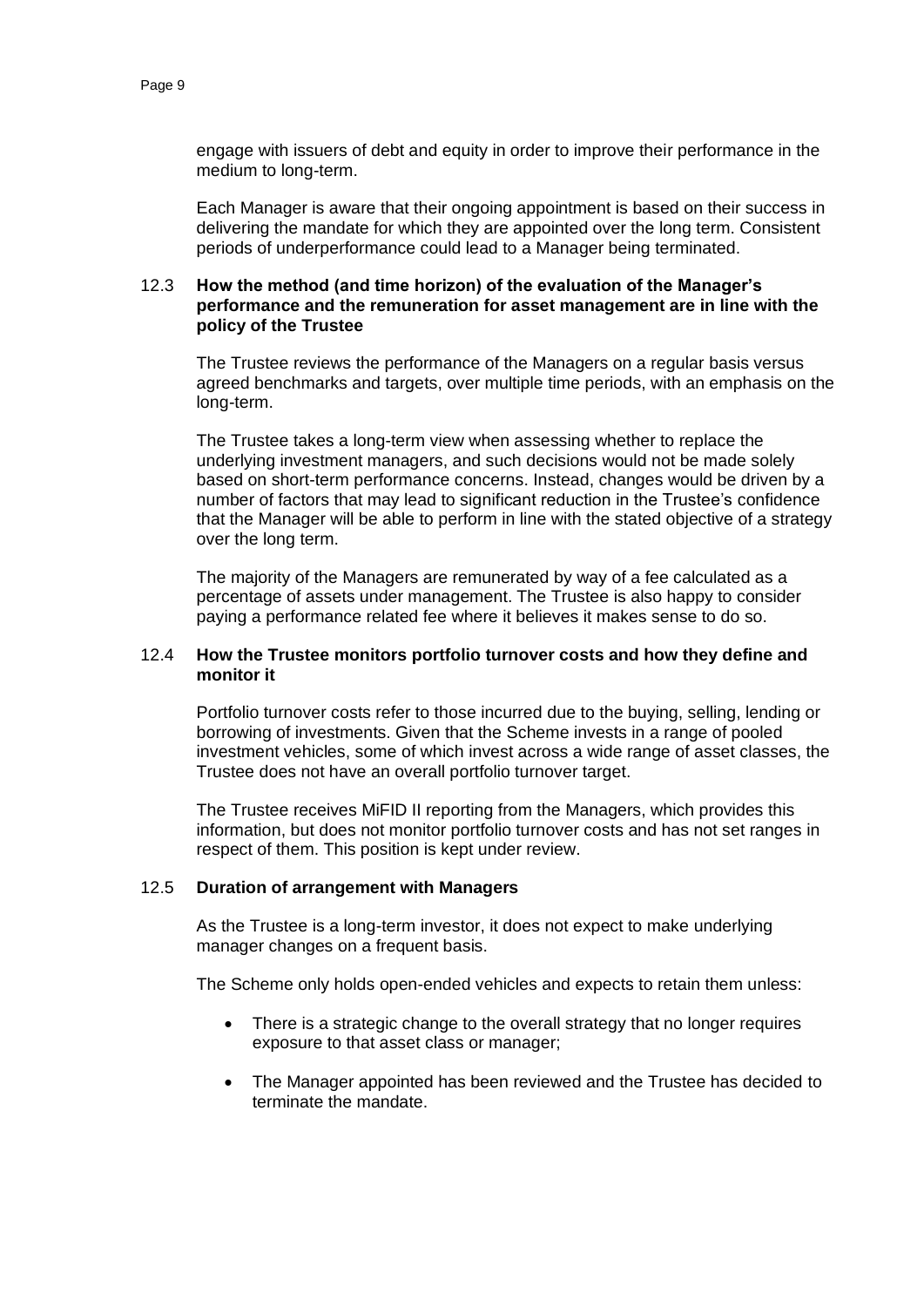engage with issuers of debt and equity in order to improve their performance in the medium to long-term.

Each Manager is aware that their ongoing appointment is based on their success in delivering the mandate for which they are appointed over the long term. Consistent periods of underperformance could lead to a Manager being terminated.

### 12.3 How the method (and time horizon) of the evaluation of the Manager's performance and the remuneration for asset management are in line with the policy of the Trustee

The Trustee reviews the performance of the Managers on a regular basis versus agreed benchmarks and targets, over multiple time periods, with an emphasis on the long-term.

The Trustee takes a long-term view when assessing whether to replace the underlying investment managers, and such decisions would not be made solely based on short-term performance concerns. Instead, changes would be driven by a number of factors that may lead to significant reduction in the Trustee's confidence that the Manager will be able to perform in line with the stated objective of a strategy over the long term.

The majority of the Managers are remunerated by way of a fee calculated as a percentage of assets under management. The Trustee is also happy to consider paying a performance related fee where it believes it makes sense to do so.

### 12.4 How the Trustee monitors portfolio turnover costs and how they define and monitor it

Portfolio turnover costs refer to those incurred due to the buying, selling, lending or borrowing of investments. Given that the Scheme invests in a range of pooled investment vehicles, some of which invest across a wide range of asset classes, the Trustee does not have an overall portfolio turnover target.

The Trustee receives MiFID II reporting from the Managers, which provides this information, but does not monitor portfolio turnover costs and has not set ranges in respect of them. This position is kept under review.

### 12.5 Duration of arrangement with Managers

As the Trustee is a long-term investor, it does not expect to make underlying manager changes on a frequent basis.

The Scheme only holds open-ended vehicles and expects to retain them unless:

- There is a strategic change to the overall strategy that no longer requires exposure to that asset class or manager;
- The Manager appointed has been reviewed and the Trustee has decided to terminate the mandate.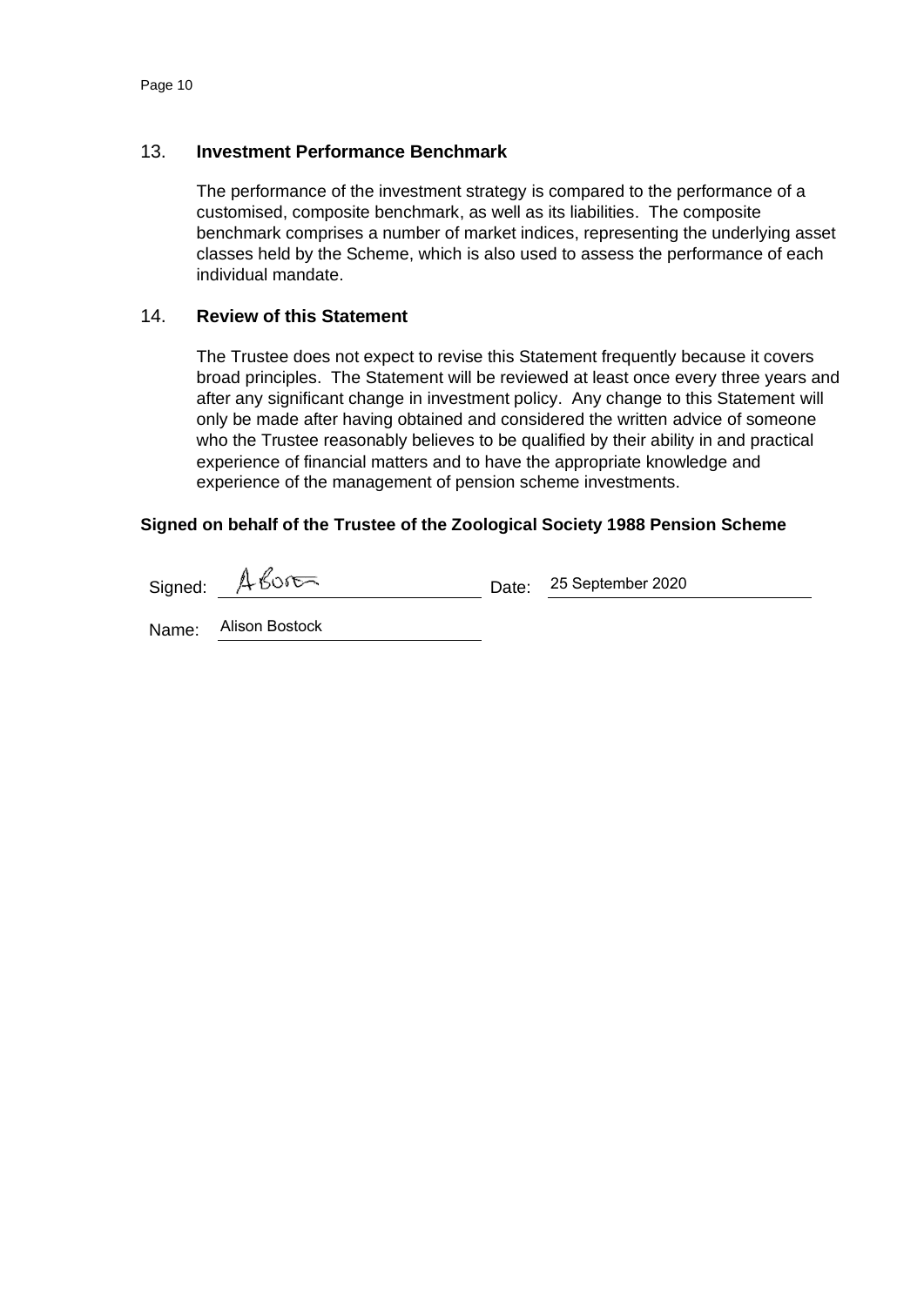## 13. Investment Performance Benchmark

The performance of the investment strategy is compared to the performance of a customised, composite benchmark, as well as its liabilities. The composite benchmark comprises a number of market indices, representing the underlying asset classes held by the Scheme, which is also used to assess the performance of each individual mandate.

## 14. Review of this Statement

The Trustee does not expect to revise this Statement frequently because it covers broad principles. The Statement will be reviewed at least once every three years and after any significant change in investment policy. Any change to this Statement will only be made after having obtained and considered the written advice of someone who the Trustee reasonably believes to be qualified by their ability in and practical experience of financial matters and to have the appropriate knowledge and experience of the management of pension scheme investments.

**Signed on behalf of the Trustee of the Zoological Society 1988 Pension Scheme**

Signed: A Bostock  Date: 25 September 2020

Name: Alison Bostock